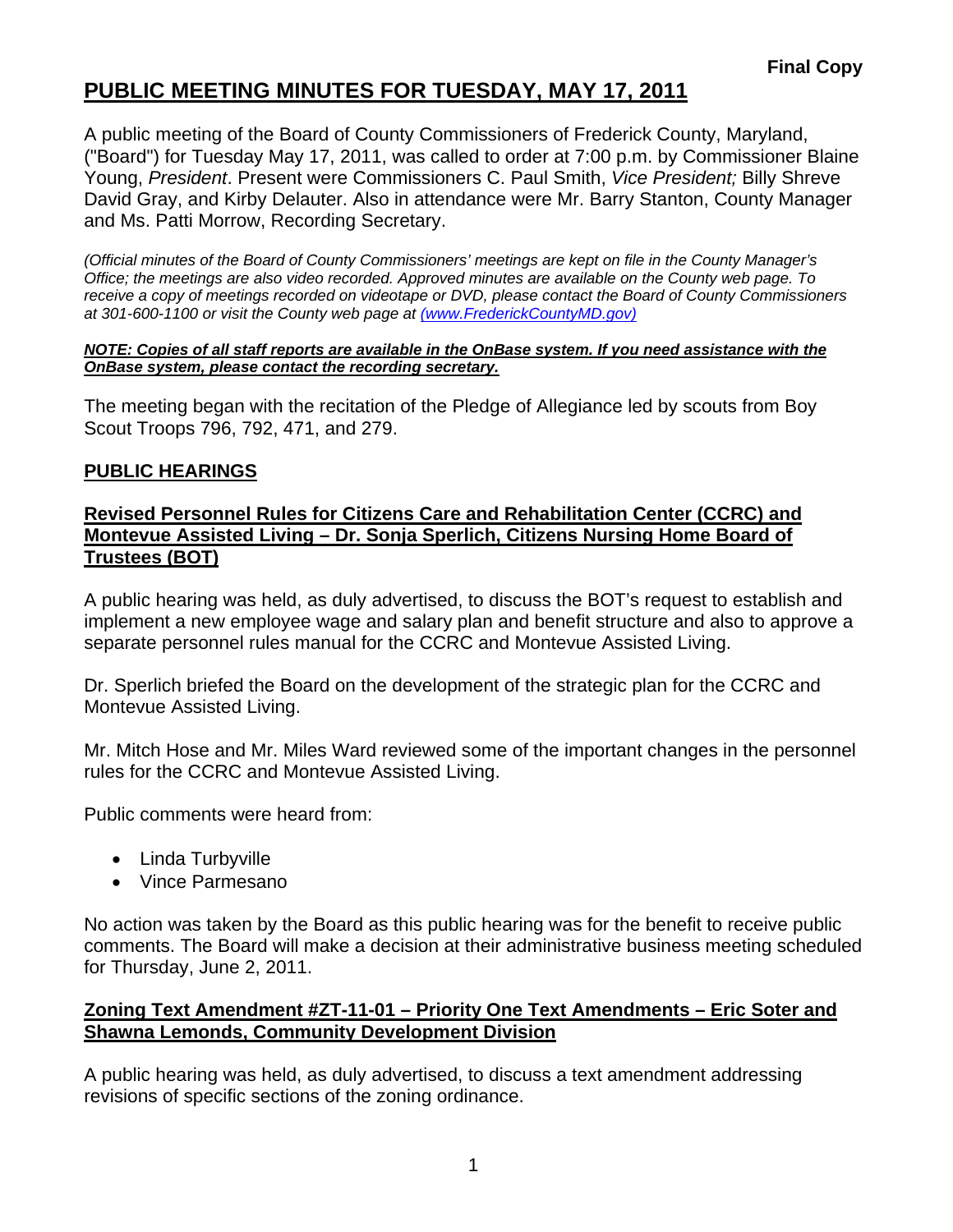**Final Copy**

# PUBLIC MEETING MINUTES FOR TUESDAY, MAY 17, 2011

A public meeting of the Board of County Commissioners of Frederick County, Maryland, ("Board") for Tuesday May 17, 2011, was called to order at 7:00 p.m. by Commissioner Blaine Young, *President*. Present were Commissioners C. Paul Smith, *Vice President;* Billy Shreve David Gray, and Kirby Delauter. Also in attendance were Mr. Barry Stanton, County Manager and Ms. Patti Morrow, Recording Secretary.

*(Official minutes of the Board of County Commissioners' meetings are kept on file in the County Manager's Office; the meetings are also video recorded. Approved minutes are available on the County web page. To receive a copy of meetings recorded on videotape or DVD, please contact the Board of County Commissioners at 301-600-1100 or visit the County web page at (www.FrederickCountyMD.gov)*

***NOTE: Copies of all staff reports are available in the OnBase system. If you need assistance with the OnBase system, please contact the recording secretary.***

The meeting began with the recitation of the Pledge of Allegiance led by scouts from Boy Scout Troops 796, 792, 471, and 279.

## PUBLIC HEARINGS

### Revised Personnel Rules for Citizens Care and Rehabilitation Center (CCRC) and Montevue Assisted Living – Dr. Sonja Sperlich, Citizens Nursing Home Board of Trustees (BOT)

A public hearing was held, as duly advertised, to discuss the BOT's request to establish and implement a new employee wage and salary plan and benefit structure and also to approve a separate personnel rules manual for the CCRC and Montevue Assisted Living.

Dr. Sperlich briefed the Board on the development of the strategic plan for the CCRC and Montevue Assisted Living.

Mr. Mitch Hose and Mr. Miles Ward reviewed some of the important changes in the personnel rules for the CCRC and Montevue Assisted Living.

Public comments were heard from:

- Linda Turbyville
- Vince Parmesano

No action was taken by the Board as this public hearing was for the benefit to receive public comments. The Board will make a decision at their administrative business meeting scheduled for Thursday, June 2, 2011.

### Zoning Text Amendment #ZT-11-01 – Priority One Text Amendments – Eric Soter and Shawna Lemonds, Community Development Division

A public hearing was held, as duly advertised, to discuss a text amendment addressing revisions of specific sections of the zoning ordinance.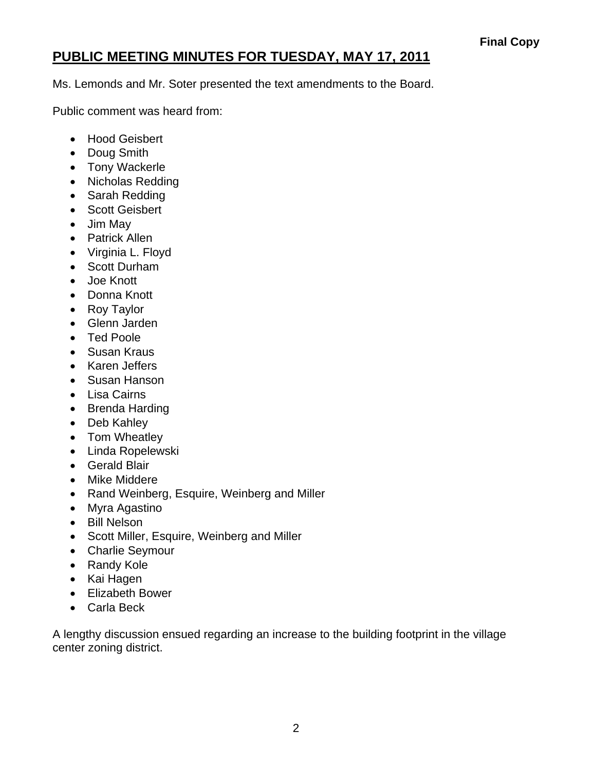Final Copy

## PUBLIC MEETING MINUTES FOR TUESDAY, MAY 17, 2011

Ms. Lemonds and Mr. Soter presented the text amendments to the Board.

Public comment was heard from:

- Hood Geisbert
- Doug Smith
- Tony Wackerle
- Nicholas Redding
- Sarah Redding
- Scott Geisbert
- Jim May
- Patrick Allen
- Virginia L. Floyd
- Scott Durham
- Joe Knott
- Donna Knott
- Roy Taylor
- Glenn Jarden
- Ted Poole
- Susan Kraus
- Karen Jeffers
- Susan Hanson
- Lisa Cairns
- Brenda Harding
- Deb Kahley
- Tom Wheatley
- Linda Ropelewski
- Gerald Blair
- Mike Middere
- Rand Weinberg, Esquire, Weinberg and Miller
- Myra Agastino
- Bill Nelson
- Scott Miller, Esquire, Weinberg and Miller
- Charlie Seymour
- Randy Kole
- Kai Hagen
- Elizabeth Bower
- Carla Beck

A lengthy discussion ensued regarding an increase to the building footprint in the village center zoning district.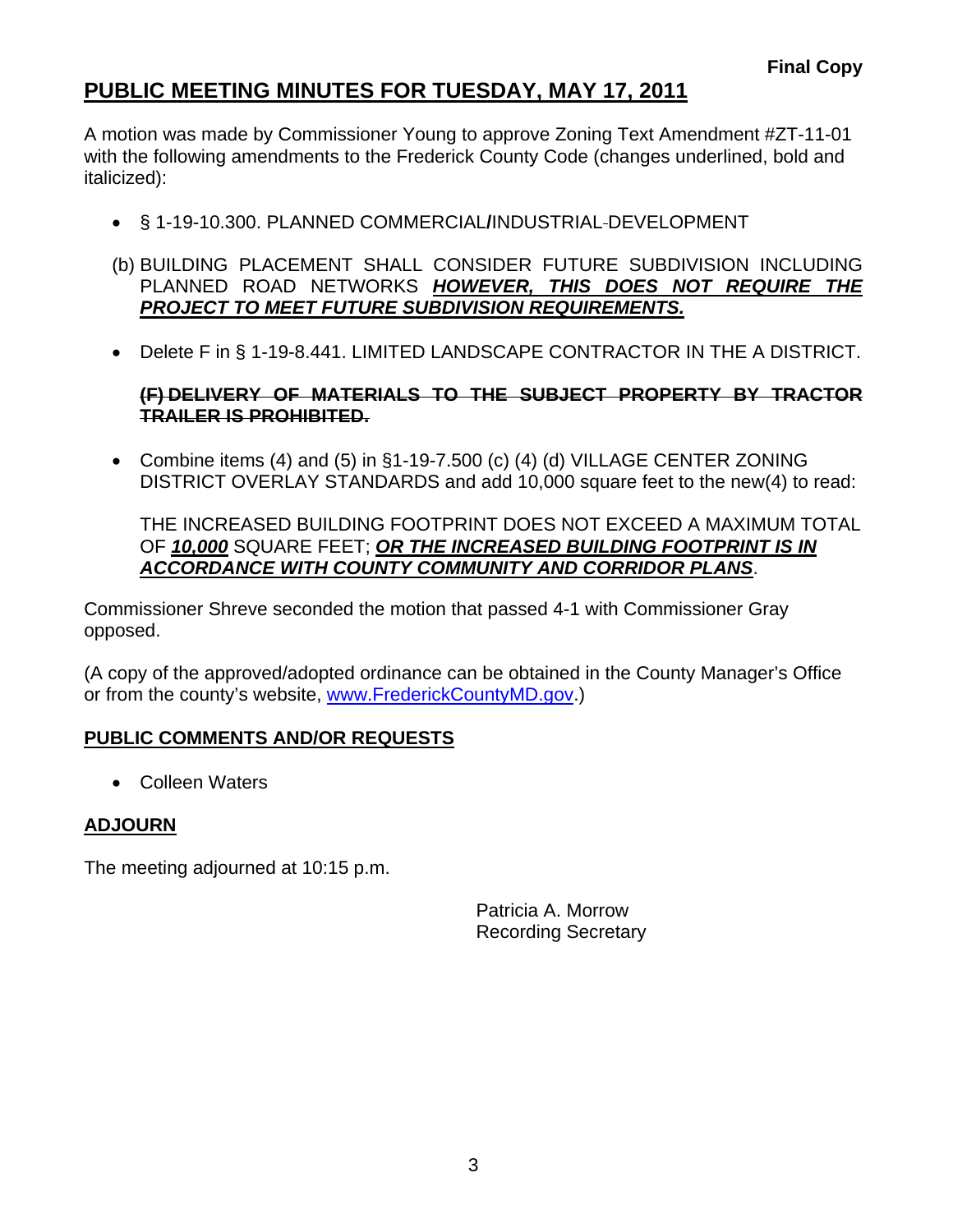**Final Copy**

## PUBLIC MEETING MINUTES FOR TUESDAY, MAY 17, 2011

A motion was made by Commissioner Young to approve Zoning Text Amendment #ZT-11-01 with the following amendments to the Frederick County Code (changes underlined, bold and italicized):

- § 1-19-10.300. PLANNED COMMERCIAL**/**INDUSTRIAL-DEVELOPMENT

(b) BUILDING PLACEMENT SHALL CONSIDER FUTURE SUBDIVISION INCLUDING PLANNED ROAD NETWORKS <u>***HOWEVER, THIS DOES NOT REQUIRE THE PROJECT TO MEET FUTURE SUBDIVISION REQUIREMENTS.***</u>

- Delete F in § 1-19-8.441. LIMITED LANDSCAPE CONTRACTOR IN THE A DISTRICT.

  **~~(F) DELIVERY OF MATERIALS TO THE SUBJECT PROPERTY BY TRACTOR TRAILER IS PROHIBITED.~~**

- Combine items (4) and (5) in §1-19-7.500 (c) (4) (d) VILLAGE CENTER ZONING DISTRICT OVERLAY STANDARDS and add 10,000 square feet to the new(4) to read:

  THE INCREASED BUILDING FOOTPRINT DOES NOT EXCEED A MAXIMUM TOTAL OF <u>***10,000***</u> SQUARE FEET; <u>***OR THE INCREASED BUILDING FOOTPRINT IS IN ACCORDANCE WITH COUNTY COMMUNITY AND CORRIDOR PLANS***</u>.

Commissioner Shreve seconded the motion that passed 4-1 with Commissioner Gray opposed.

(A copy of the approved/adopted ordinance can be obtained in the County Manager's Office or from the county's website, www.FrederickCountyMD.gov.)

## PUBLIC COMMENTS AND/OR REQUESTS

- Colleen Waters

## ADJOURN

The meeting adjourned at 10:15 p.m.

Patricia A. Morrow
Recording Secretary